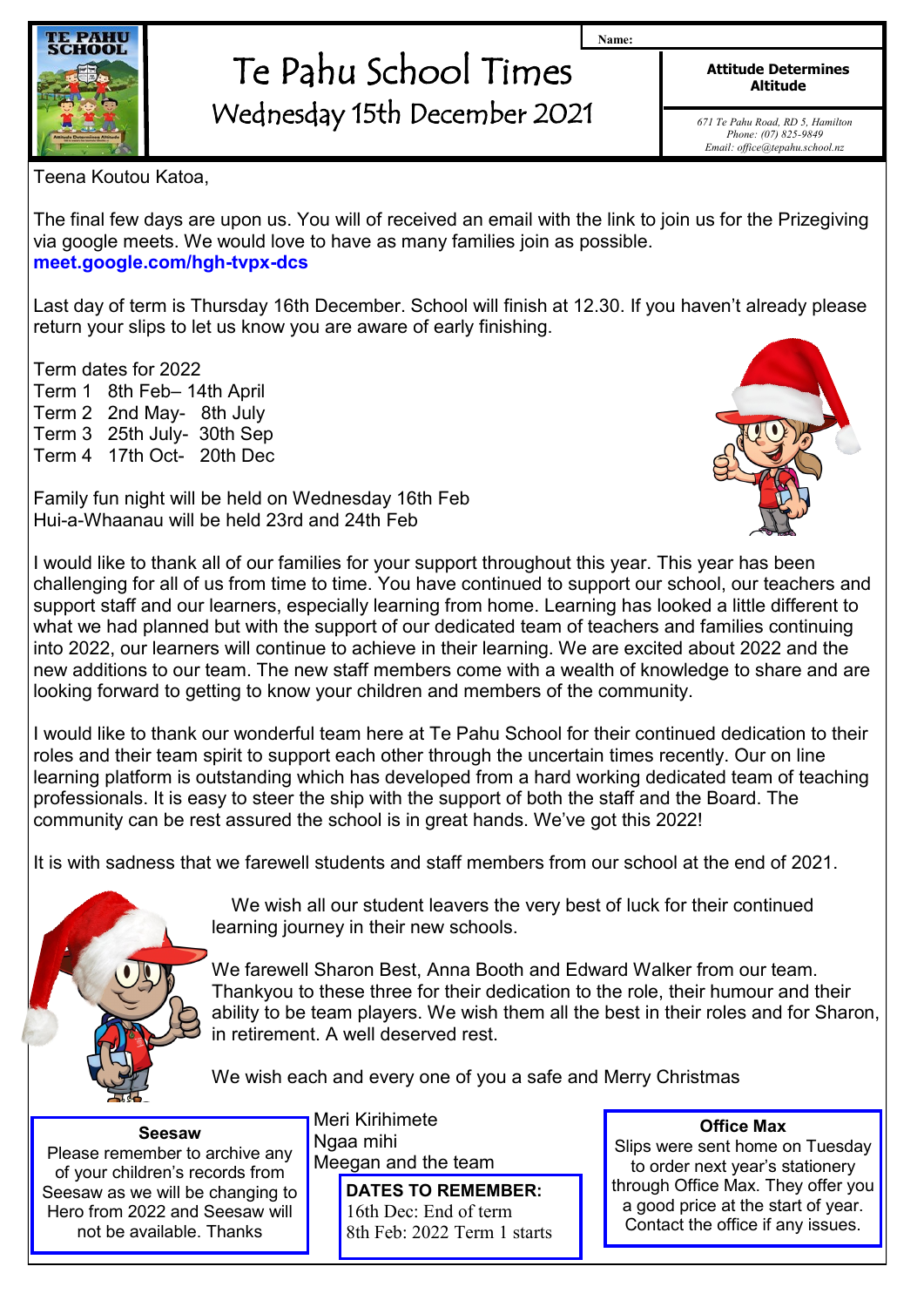# Te Pahu School Times

## Wednesday 15th December 2021

Name:

**Attitude Determines Altitude**

*671 Te Pahu Road, RD 5, Hamilton*
*Phone: (07) 825-9849*
*Email: office@tepahu.school.nz*

Teena Koutou Katoa,

The final few days are upon us. You will of received an email with the link to join us for the Prizegiving via google meets. We would love to have as many families join as possible.
**meet.google.com/hgh-tvpx-dcs**

Last day of term is Thursday 16th December. School will finish at 12.30. If you haven't already please return your slips to let us know you are aware of early finishing.

Term dates for 2022
Term 1 8th Feb– 14th April
Term 2 2nd May- 8th July
Term 3 25th July- 30th Sep
Term 4 17th Oct- 20th Dec

Family fun night will be held on Wednesday 16th Feb
Hui-a-Whaanau will be held 23rd and 24th Feb

I would like to thank all of our families for your support throughout this year. This year has been challenging for all of us from time to time. You have continued to support our school, our teachers and support staff and our learners, especially learning from home. Learning has looked a little different to what we had planned but with the support of our dedicated team of teachers and families continuing into 2022, our learners will continue to achieve in their learning. We are excited about 2022 and the new additions to our team. The new staff members come with a wealth of knowledge to share and are looking forward to getting to know your children and members of the community.

I would like to thank our wonderful team here at Te Pahu School for their continued dedication to their roles and their team spirit to support each other through the uncertain times recently. Our on line learning platform is outstanding which has developed from a hard working dedicated team of teaching professionals. It is easy to steer the ship with the support of both the staff and the Board. The community can be rest assured the school is in great hands. We've got this 2022!

It is with sadness that we farewell students and staff members from our school at the end of 2021.

We wish all our student leavers the very best of luck for their continued learning journey in their new schools.

We farewell Sharon Best, Anna Booth and Edward Walker from our team. Thankyou to these three for their dedication to the role, their humour and their ability to be team players. We wish them all the best in their roles and for Sharon, in retirement. A well deserved rest.

We wish each and every one of you a safe and Merry Christmas

Meri Kirihimete
Ngaa mihi
Meegan and the team

**Seesaw**
Please remember to archive any of your children's records from Seesaw as we will be changing to Hero from 2022 and Seesaw will not be available. Thanks

**DATES TO REMEMBER:**
16th Dec: End of term
8th Feb: 2022 Term 1 starts

**Office Max**
Slips were sent home on Tuesday to order next year's stationery through Office Max. They offer you a good price at the start of year. Contact the office if any issues.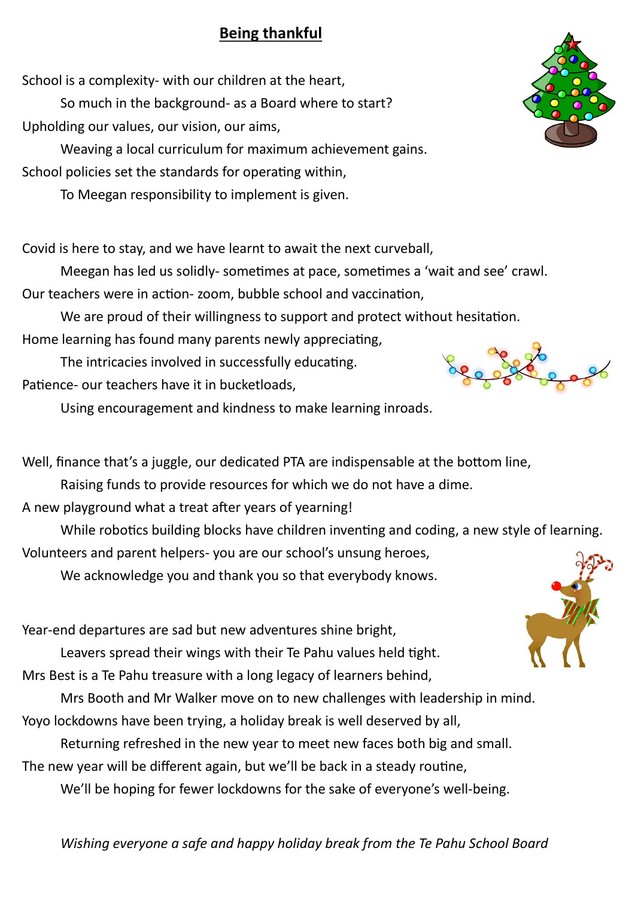## **Being thankful**

School is a complexity- with our children at the heart,
So much in the background- as a Board where to start?
Upholding our values, our vision, our aims,
Weaving a local curriculum for maximum achievement gains.
School policies set the standards for operating within,
To Meegan responsibility to implement is given.

Covid is here to stay, and we have learnt to await the next curveball,
Meegan has led us solidly- sometimes at pace, sometimes a 'wait and see' crawl.
Our teachers were in action- zoom, bubble school and vaccination,
We are proud of their willingness to support and protect without hesitation.
Home learning has found many parents newly appreciating,
The intricacies involved in successfully educating.
Patience- our teachers have it in bucketloads,
Using encouragement and kindness to make learning inroads.

Well, finance that's a juggle, our dedicated PTA are indispensable at the bottom line,
Raising funds to provide resources for which we do not have a dime.
A new playground what a treat after years of yearning!
While robotics building blocks have children inventing and coding, a new style of learning.
Volunteers and parent helpers- you are our school's unsung heroes,
We acknowledge you and thank you so that everybody knows.

Year-end departures are sad but new adventures shine bright,
Leavers spread their wings with their Te Pahu values held tight.
Mrs Best is a Te Pahu treasure with a long legacy of learners behind,
Mrs Booth and Mr Walker move on to new challenges with leadership in mind.
Yoyo lockdowns have been trying, a holiday break is well deserved by all,
Returning refreshed in the new year to meet new faces both big and small.
The new year will be different again, but we'll be back in a steady routine,
We'll be hoping for fewer lockdowns for the sake of everyone's well-being.

*Wishing everyone a safe and happy holiday break from the Te Pahu School Board*